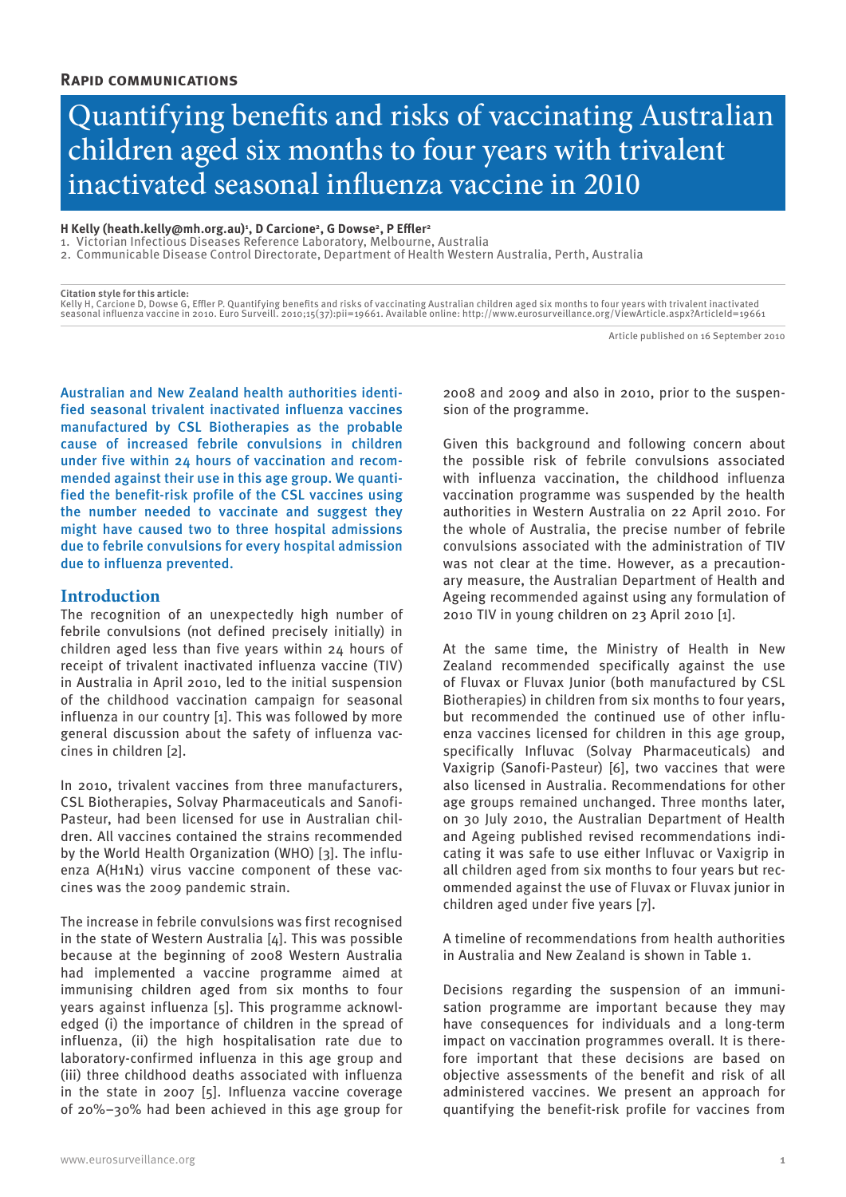**Rapid communications**

# Quantifying benefits and risks of vaccinating Australian children aged six months to four years with trivalent inactivated seasonal influenza vaccine in 2010

**H Kelly (heath.kelly@mh.org.au)[1], D Carcione[2], G Dowse[2], P Effler[2]**

1. Victorian Infectious Diseases Reference Laboratory, Melbourne, Australia
2. Communicable Disease Control Directorate, Department of Health Western Australia, Perth, Australia

**Citation style for this article:**
Kelly H, Carcione D, Dowse G, Effler P. Quantifying benefits and risks of vaccinating Australian children aged six months to four years with trivalent inactivated seasonal influenza vaccine in 2010. Euro Surveill. 2010;15(37):pii=19661. Available online: http://www.eurosurveillance.org/ViewArticle.aspx?ArticleId=19661

Article published on 16 September 2010

Australian and New Zealand health authorities identified seasonal trivalent inactivated influenza vaccines manufactured by CSL Biotherapies as the probable cause of increased febrile convulsions in children under five within 24 hours of vaccination and recommended against their use in this age group. We quantified the benefit-risk profile of the CSL vaccines using the number needed to vaccinate and suggest they might have caused two to three hospital admissions due to febrile convulsions for every hospital admission due to influenza prevented.

## Introduction

The recognition of an unexpectedly high number of febrile convulsions (not defined precisely initially) in children aged less than five years within 24 hours of receipt of trivalent inactivated influenza vaccine (TIV) in Australia in April 2010, led to the initial suspension of the childhood vaccination campaign for seasonal influenza in our country [1]. This was followed by more general discussion about the safety of influenza vaccines in children [2].

In 2010, trivalent vaccines from three manufacturers, CSL Biotherapies, Solvay Pharmaceuticals and Sanofi-Pasteur, had been licensed for use in Australian children. All vaccines contained the strains recommended by the World Health Organization (WHO) [3]. The influenza A(H1N1) virus vaccine component of these vaccines was the 2009 pandemic strain.

The increase in febrile convulsions was first recognised in the state of Western Australia [4]. This was possible because at the beginning of 2008 Western Australia had implemented a vaccine programme aimed at immunising children aged from six months to four years against influenza [5]. This programme acknowledged (i) the importance of children in the spread of influenza, (ii) the high hospitalisation rate due to laboratory-confirmed influenza in this age group and (iii) three childhood deaths associated with influenza in the state in 2007 [5]. Influenza vaccine coverage of 20%–30% had been achieved in this age group for 2008 and 2009 and also in 2010, prior to the suspension of the programme.

Given this background and following concern about the possible risk of febrile convulsions associated with influenza vaccination, the childhood influenza vaccination programme was suspended by the health authorities in Western Australia on 22 April 2010. For the whole of Australia, the precise number of febrile convulsions associated with the administration of TIV was not clear at the time. However, as a precautionary measure, the Australian Department of Health and Ageing recommended against using any formulation of 2010 TIV in young children on 23 April 2010 [1].

At the same time, the Ministry of Health in New Zealand recommended specifically against the use of Fluvax or Fluvax Junior (both manufactured by CSL Biotherapies) in children from six months to four years, but recommended the continued use of other influenza vaccines licensed for children in this age group, specifically Influvac (Solvay Pharmaceuticals) and Vaxigrip (Sanofi-Pasteur) [6], two vaccines that were also licensed in Australia. Recommendations for other age groups remained unchanged. Three months later, on 30 July 2010, the Australian Department of Health and Ageing published revised recommendations indicating it was safe to use either Influvac or Vaxigrip in all children aged from six months to four years but recommended against the use of Fluvax or Fluvax junior in children aged under five years [7].

A timeline of recommendations from health authorities in Australia and New Zealand is shown in Table 1.

Decisions regarding the suspension of an immunisation programme are important because they may have consequences for individuals and a long-term impact on vaccination programmes overall. It is therefore important that these decisions are based on objective assessments of the benefit and risk of all administered vaccines. We present an approach for quantifying the benefit-risk profile for vaccines from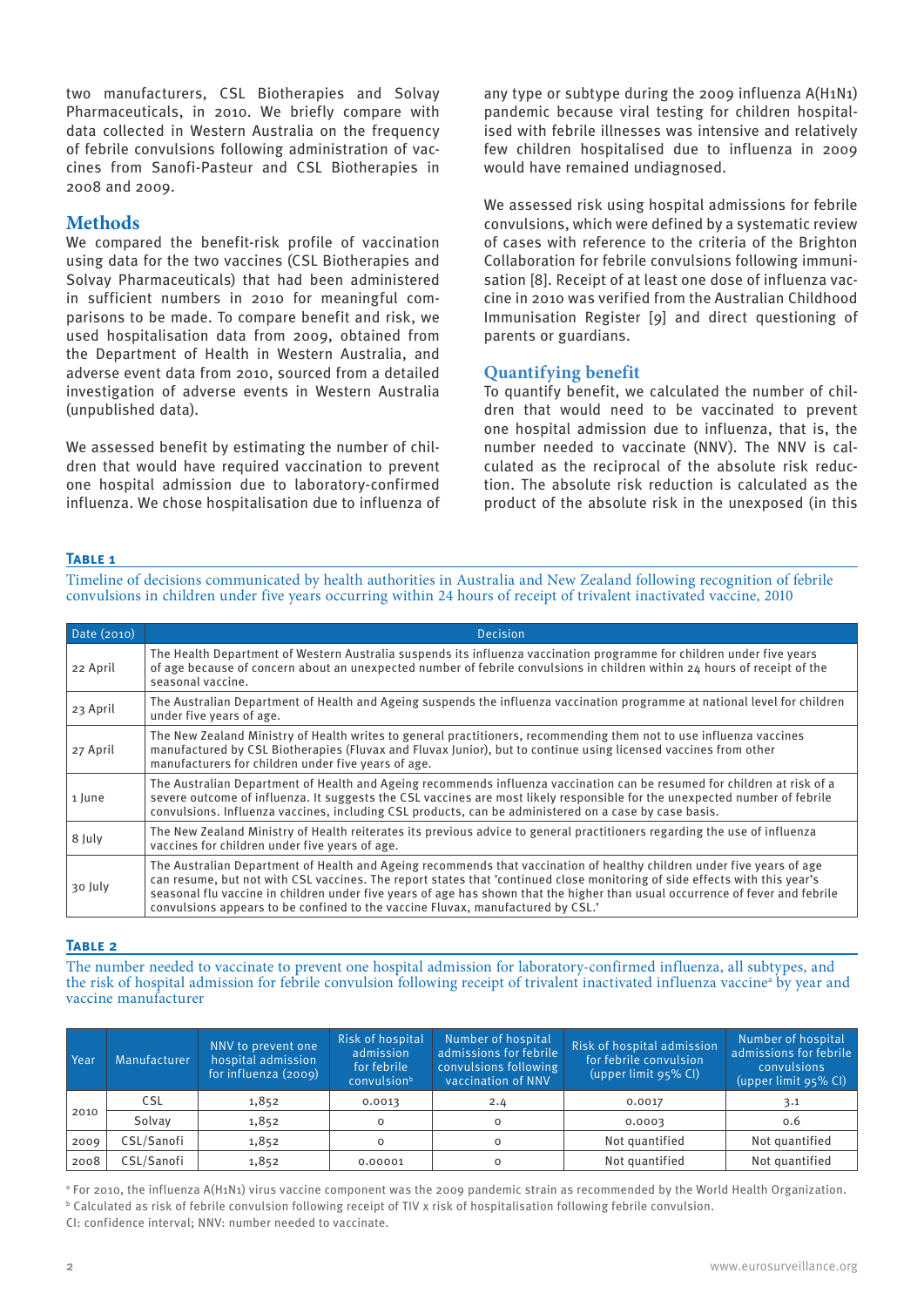two manufacturers, CSL Biotherapies and Solvay Pharmaceuticals, in 2010. We briefly compare with data collected in Western Australia on the frequency of febrile convulsions following administration of vaccines from Sanofi-Pasteur and CSL Biotherapies in 2008 and 2009.

## Methods

We compared the benefit-risk profile of vaccination using data for the two vaccines (CSL Biotherapies and Solvay Pharmaceuticals) that had been administered in sufficient numbers in 2010 for meaningful comparisons to be made. To compare benefit and risk, we used hospitalisation data from 2009, obtained from the Department of Health in Western Australia, and adverse event data from 2010, sourced from a detailed investigation of adverse events in Western Australia (unpublished data).

We assessed benefit by estimating the number of children that would have required vaccination to prevent one hospital admission due to laboratory-confirmed influenza. We chose hospitalisation due to influenza of any type or subtype during the 2009 influenza A(H1N1) pandemic because viral testing for children hospitalised with febrile illnesses was intensive and relatively few children hospitalised due to influenza in 2009 would have remained undiagnosed.

We assessed risk using hospital admissions for febrile convulsions, which were defined by a systematic review of cases with reference to the criteria of the Brighton Collaboration for febrile convulsions following immunisation [8]. Receipt of at least one dose of influenza vaccine in 2010 was verified from the Australian Childhood Immunisation Register [9] and direct questioning of parents or guardians.

### Quantifying benefit

To quantify benefit, we calculated the number of children that would need to be vaccinated to prevent one hospital admission due to influenza, that is, the number needed to vaccinate (NNV). The NNV is calculated as the reciprocal of the absolute risk reduction. The absolute risk reduction is calculated as the product of the absolute risk in the unexposed (in this

**Table 1**

Timeline of decisions communicated by health authorities in Australia and New Zealand following recognition of febrile convulsions in children under five years occurring within 24 hours of receipt of trivalent inactivated vaccine, 2010

| Date (2010) | Decision |
|---|---|
| 22 April | The Health Department of Western Australia suspends its influenza vaccination programme for children under five years of age because of concern about an unexpected number of febrile convulsions in children within 24 hours of receipt of the seasonal vaccine. |
| 23 April | The Australian Department of Health and Ageing suspends the influenza vaccination programme at national level for children under five years of age. |
| 27 April | The New Zealand Ministry of Health writes to general practitioners, recommending them not to use influenza vaccines manufactured by CSL Biotherapies (Fluvax and Fluvax Junior), but to continue using licensed vaccines from other manufacturers for children under five years of age. |
| 1 June | The Australian Department of Health and Ageing recommends influenza vaccination can be resumed for children at risk of a severe outcome of influenza. It suggests the CSL vaccines are most likely responsible for the unexpected number of febrile convulsions. Influenza vaccines, including CSL products, can be administered on a case by case basis. |
| 8 July | The New Zealand Ministry of Health reiterates its previous advice to general practitioners regarding the use of influenza vaccines for children under five years of age. |
| 30 July | The Australian Department of Health and Ageing recommends that vaccination of healthy children under five years of age can resume, but not with CSL vaccines. The report states that 'continued close monitoring of side effects with this year's seasonal flu vaccine in children under five years of age has shown that the higher than usual occurrence of fever and febrile convulsions appears to be confined to the vaccine Fluvax, manufactured by CSL.' |

**Table 2**

The number needed to vaccinate to prevent one hospital admission for laboratory-confirmed influenza, all subtypes, and the risk of hospital admission for febrile convulsion following receipt of trivalent inactivated influenza vaccine[a] by year and vaccine manufacturer

| Year | Manufacturer | NNV to prevent one hospital admission for influenza (2009) | Risk of hospital admission for febrile convulsion[b] | Number of hospital admissions for febrile convulsions following vaccination of NNV | Risk of hospital admission for febrile convulsion (upper limit 95% CI) | Number of hospital admissions for febrile convulsions (upper limit 95% CI) |
|---|---|---|---|---|---|---|
| 2010 | CSL | 1,852 | 0.0013 | 2.4 | 0.0017 | 3.1 |
| | Solvay | 1,852 | 0 | 0 | 0.0003 | 0.6 |
| 2009 | CSL/Sanofi | 1,852 | 0 | 0 | Not quantified | Not quantified |
| 2008 | CSL/Sanofi | 1,852 | 0.00001 | 0 | Not quantified | Not quantified |

[a] For 2010, the influenza A(H1N1) virus vaccine component was the 2009 pandemic strain as recommended by the World Health Organization.

[b] Calculated as risk of febrile convulsion following receipt of TIV x risk of hospitalisation following febrile convulsion.

CI: confidence interval; NNV: number needed to vaccinate.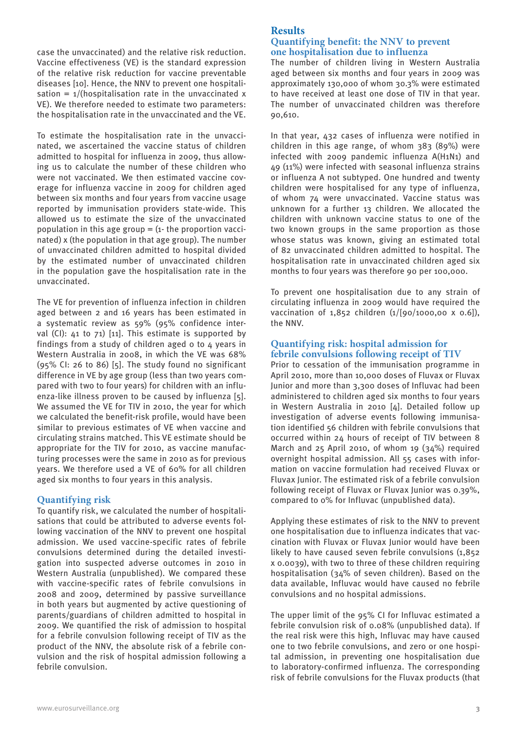case the unvaccinated) and the relative risk reduction. Vaccine effectiveness (VE) is the standard expression of the relative risk reduction for vaccine preventable diseases [10]. Hence, the NNV to prevent one hospitalisation = 1/(hospitalisation rate in the unvaccinated x VE). We therefore needed to estimate two parameters: the hospitalisation rate in the unvaccinated and the VE.

To estimate the hospitalisation rate in the unvaccinated, we ascertained the vaccine status of children admitted to hospital for influenza in 2009, thus allowing us to calculate the number of these children who were not vaccinated. We then estimated vaccine coverage for influenza vaccine in 2009 for children aged between six months and four years from vaccine usage reported by immunisation providers state-wide. This allowed us to estimate the size of the unvaccinated population in this age group = (1- the proportion vaccinated) x (the population in that age group). The number of unvaccinated children admitted to hospital divided by the estimated number of unvaccinated children in the population gave the hospitalisation rate in the unvaccinated.

The VE for prevention of influenza infection in children aged between 2 and 16 years has been estimated in a systematic review as 59% (95% confidence interval (CI): 41 to 71) [11]. This estimate is supported by findings from a study of children aged 0 to 4 years in Western Australia in 2008, in which the VE was 68% (95% CI: 26 to 86) [5]. The study found no significant difference in VE by age group (less than two years compared with two to four years) for children with an influenza-like illness proven to be caused by influenza [5]. We assumed the VE for TIV in 2010, the year for which we calculated the benefit-risk profile, would have been similar to previous estimates of VE when vaccine and circulating strains matched. This VE estimate should be appropriate for the TIV for 2010, as vaccine manufacturing processes were the same in 2010 as for previous years. We therefore used a VE of 60% for all children aged six months to four years in this analysis.

### Quantifying risk

To quantify risk, we calculated the number of hospitalisations that could be attributed to adverse events following vaccination of the NNV to prevent one hospital admission. We used vaccine-specific rates of febrile convulsions determined during the detailed investigation into suspected adverse outcomes in 2010 in Western Australia (unpublished). We compared these with vaccine-specific rates of febrile convulsions in 2008 and 2009, determined by passive surveillance in both years but augmented by active questioning of parents/guardians of children admitted to hospital in 2009. We quantified the risk of admission to hospital for a febrile convulsion following receipt of TIV as the product of the NNV, the absolute risk of a febrile convulsion and the risk of hospital admission following a febrile convulsion.

## Results

### Quantifying benefit: the NNV to prevent one hospitalisation due to influenza

The number of children living in Western Australia aged between six months and four years in 2009 was approximately 130,000 of whom 30.3% were estimated to have received at least one dose of TIV in that year. The number of unvaccinated children was therefore 90,610.

In that year, 432 cases of influenza were notified in children in this age range, of whom 383 (89%) were infected with 2009 pandemic influenza A(H1N1) and 49 (11%) were infected with seasonal influenza strains or influenza A not subtyped. One hundred and twenty children were hospitalised for any type of influenza, of whom 74 were unvaccinated. Vaccine status was unknown for a further 13 children. We allocated the children with unknown vaccine status to one of the two known groups in the same proportion as those whose status was known, giving an estimated total of 82 unvaccinated children admitted to hospital. The hospitalisation rate in unvaccinated children aged six months to four years was therefore 90 per 100,000.

To prevent one hospitalisation due to any strain of circulating influenza in 2009 would have required the vaccination of 1,852 children (1/[90/1000,00 x 0.6]), the NNV.

### Quantifying risk: hospital admission for febrile convulsions following receipt of TIV

Prior to cessation of the immunisation programme in April 2010, more than 10,000 doses of Fluvax or Fluvax Junior and more than 3,300 doses of Influvac had been administered to children aged six months to four years in Western Australia in 2010 [4]. Detailed follow up investigation of adverse events following immunisation identified 56 children with febrile convulsions that occurred within 24 hours of receipt of TIV between 8 March and 25 April 2010, of whom 19 (34%) required overnight hospital admission. All 55 cases with information on vaccine formulation had received Fluvax or Fluvax Junior. The estimated risk of a febrile convulsion following receipt of Fluvax or Fluvax Junior was 0.39%, compared to 0% for Influvac (unpublished data).

Applying these estimates of risk to the NNV to prevent one hospitalisation due to influenza indicates that vaccination with Fluvax or Fluvax Junior would have been likely to have caused seven febrile convulsions (1,852 x 0.0039), with two to three of these children requiring hospitalisation (34% of seven children). Based on the data available, Influvac would have caused no febrile convulsions and no hospital admissions.

The upper limit of the 95% CI for Influvac estimated a febrile convulsion risk of 0.08% (unpublished data). If the real risk were this high, Influvac may have caused one to two febrile convulsions, and zero or one hospital admission, in preventing one hospitalisation due to laboratory-confirmed influenza. The corresponding risk of febrile convulsions for the Fluvax products (that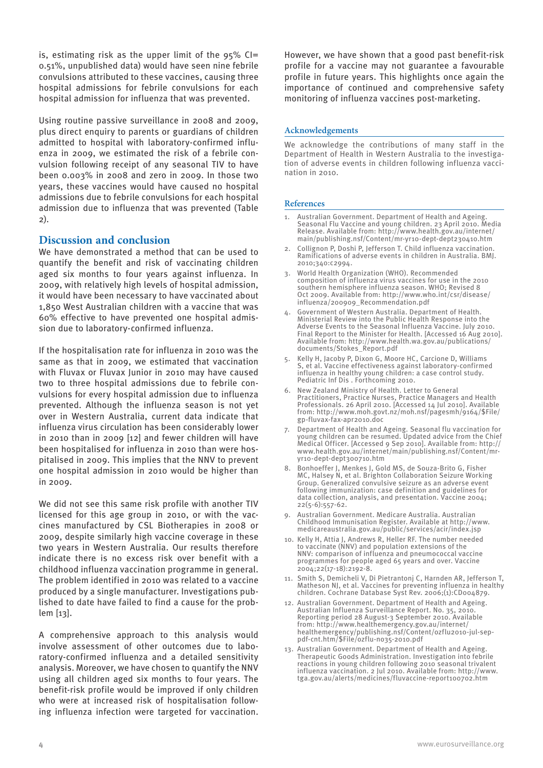is, estimating risk as the upper limit of the 95% CI= 0.51%, unpublished data) would have seen nine febrile convulsions attributed to these vaccines, causing three hospital admissions for febrile convulsions for each hospital admission for influenza that was prevented.

Using routine passive surveillance in 2008 and 2009, plus direct enquiry to parents or guardians of children admitted to hospital with laboratory-confirmed influenza in 2009, we estimated the risk of a febrile convulsion following receipt of any seasonal TIV to have been 0.003% in 2008 and zero in 2009. In those two years, these vaccines would have caused no hospital admissions due to febrile convulsions for each hospital admission due to influenza that was prevented (Table 2).

## Discussion and conclusion

We have demonstrated a method that can be used to quantify the benefit and risk of vaccinating children aged six months to four years against influenza. In 2009, with relatively high levels of hospital admission, it would have been necessary to have vaccinated about 1,850 West Australian children with a vaccine that was 60% effective to have prevented one hospital admission due to laboratory-confirmed influenza.

If the hospitalisation rate for influenza in 2010 was the same as that in 2009, we estimated that vaccination with Fluvax or Fluvax Junior in 2010 may have caused two to three hospital admissions due to febrile convulsions for every hospital admission due to influenza prevented. Although the influenza season is not yet over in Western Australia, current data indicate that influenza virus circulation has been considerably lower in 2010 than in 2009 [12] and fewer children will have been hospitalised for influenza in 2010 than were hospitalised in 2009. This implies that the NNV to prevent one hospital admission in 2010 would be higher than in 2009.

We did not see this same risk profile with another TIV licensed for this age group in 2010, or with the vaccines manufactured by CSL Biotherapies in 2008 or 2009, despite similarly high vaccine coverage in these two years in Western Australia. Our results therefore indicate there is no excess risk over benefit with a childhood influenza vaccination programme in general. The problem identified in 2010 was related to a vaccine produced by a single manufacturer. Investigations published to date have failed to find a cause for the problem [13].

A comprehensive approach to this analysis would involve assessment of other outcomes due to laboratory-confirmed influenza and a detailed sensitivity analysis. Moreover, we have chosen to quantify the NNV using all children aged six months to four years. The benefit-risk profile would be improved if only children who were at increased risk of hospitalisation following influenza infection were targeted for vaccination. However, we have shown that a good past benefit-risk profile for a vaccine may not guarantee a favourable profile in future years. This highlights once again the importance of continued and comprehensive safety monitoring of influenza vaccines post-marketing.

### Acknowledgements

We acknowledge the contributions of many staff in the Department of Health in Western Australia to the investigation of adverse events in children following influenza vaccination in 2010.

### References

1. Australian Government. Department of Health and Ageing. Seasonal Flu Vaccine and young children. 23 April 2010. Media Release. Available from: http://www.health.gov.au/internet/main/publishing.nsf/Content/mr-yr10-dept-dept230410.htm
2. Collignon P, Doshi P, Jefferson T. Child influenza vaccination. Ramifications of adverse events in children in Australia. BMJ. 2010;340:c2994.
3. World Health Organization (WHO). Recommended composition of influenza virus vaccines for use in the 2010 southern hemisphere influenza season. WHO; Revised 8 Oct 2009. Available from: http://www.who.int/csr/disease/influenza/200909_Recommendation.pdf
4. Government of Western Australia. Department of Health. Ministerial Review into the Public Health Response into the Adverse Events to the Seasonal Influenza Vaccine. July 2010. Final Report to the Minister for Health. [Accessed 16 Aug 2010]. Available from: http://www.health.wa.gov.au/publications/documents/Stokes_Report.pdf
5. Kelly H, Jacoby P, Dixon G, Moore HC, Carcione D, Williams S, et al. Vaccine effectiveness against laboratory-confirmed influenza in healthy young children: a case control study. Pediatric Inf Dis . Forthcoming 2010.
6. New Zealand Ministry of Health. Letter to General Practitioners, Practice Nurses, Practice Managers and Health Professionals. 26 April 2010. [Accessed 14 Jul 2010]. Available from: http://www.moh.govt.nz/moh.nsf/pagesmh/9164/$File/gp-fluvax-fax-apr2010.doc
7. Department of Health and Ageing. Seasonal flu vaccination for young children can be resumed. Updated advice from the Chief Medical Officer. [Accessed 9 Sep 2010]. Available from: http://www.health.gov.au/internet/main/publishing.nsf/Content/mr-yr10-dept-dept300710.htm
8. Bonhoeffer J, Menkes J, Gold MS, de Souza-Brito G, Fisher MC, Halsey N, et al. Brighton Collaboration Seizure Working Group. Generalized convulsive seizure as an adverse event following immunization: case definition and guidelines for data collection, analysis, and presentation. Vaccine 2004; 22(5-6):557-62.
9. Australian Government. Medicare Australia. Australian Childhood Immunisation Register. Available at http://www.medicareaustralia.gov.au/public/services/acir/index.jsp
10. Kelly H, Attia J, Andrews R, Heller RF. The number needed to vaccinate (NNV) and population extensions of the NNV: comparison of influenza and pneumococcal vaccine programmes for people aged 65 years and over. Vaccine 2004;22(17-18):2192-8.
11. Smith S, Demicheli V, Di Pietrantonj C, Harnden AR, Jefferson T, Matheson NJ, et al. Vaccines for preventing influenza in healthy children. Cochrane Database Syst Rev. 2006;(1):CD004879.
12. Australian Government. Department of Health and Ageing. Australian Influenza Surveillance Report. No. 35, 2010. Reporting period 28 August-3 September 2010. Available from: http://www.healthemergency.gov.au/internet/healthemergency/publishing.nsf/Content/ozflu2010-jul-sep-pdf-cnt.htm/$File/ozflu-no35-2010.pdf
13. Australian Government. Department of Health and Ageing. Therapeutic Goods Administration. Investigation into febrile reactions in young children following 2010 seasonal trivalent influenza vaccination. 2 Jul 2010. Available from: http://www.tga.gov.au/alerts/medicines/fluvaccine-report100702.htm